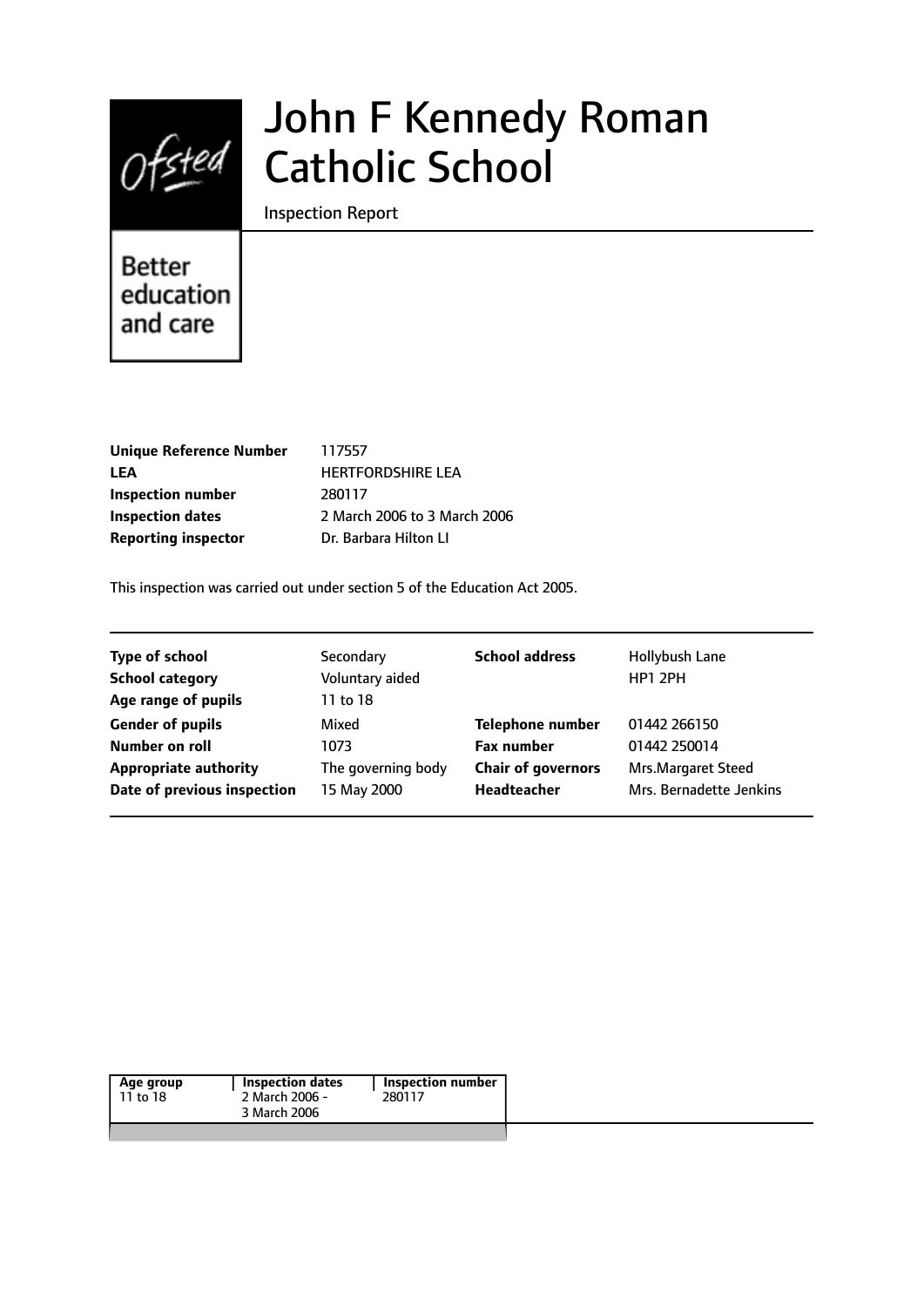Ofsted

Better education and care

# John F Kennedy Roman Catholic School

Inspection Report

| | |
|---|---|
| **Unique Reference Number** | 117557 |
| **LEA** | HERTFORDSHIRE LEA |
| **Inspection number** | 280117 |
| **Inspection dates** | 2 March 2006 to 3 March 2006 |
| **Reporting inspector** | Dr. Barbara Hilton LI |

This inspection was carried out under section 5 of the Education Act 2005.

| | | | |
|---|---|---|---|
| **Type of school** | Secondary | **School address** | Hollybush Lane |
| **School category** | Voluntary aided | | HP1 2PH |
| **Age range of pupils** | 11 to 18 | | |
| **Gender of pupils** | Mixed | **Telephone number** | 01442 266150 |
| **Number on roll** | 1073 | **Fax number** | 01442 250014 |
| **Appropriate authority** | The governing body | **Chair of governors** | Mrs.Margaret Steed |
| **Date of previous inspection** | 15 May 2000 | **Headteacher** | Mrs. Bernadette Jenkins |

| Age group | Inspection dates | Inspection number |
|---|---|---|
| 11 to 18 | 2 March 2006 - 3 March 2006 | 280117 |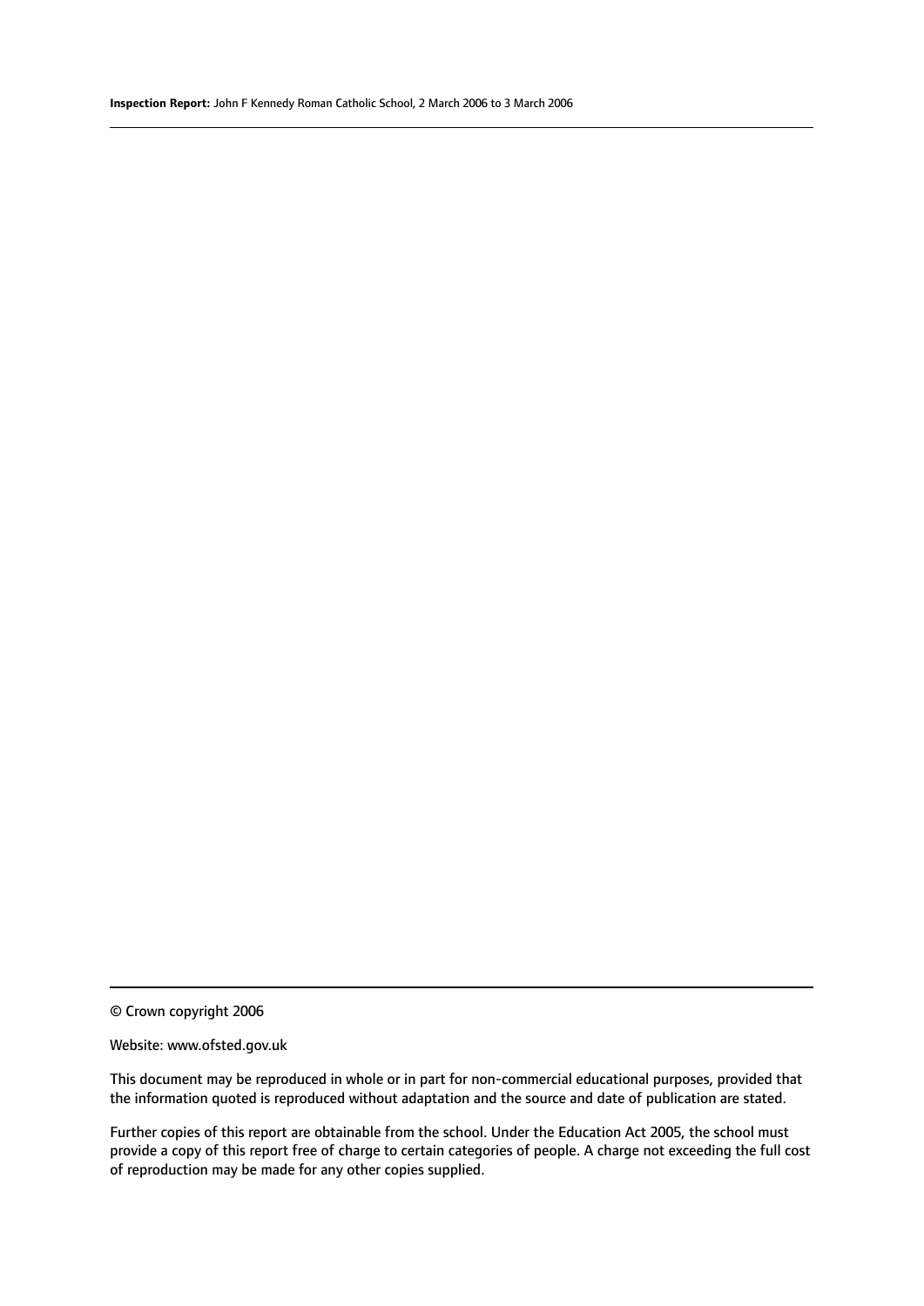© Crown copyright 2006

Website: www.ofsted.gov.uk

This document may be reproduced in whole or in part for non-commercial educational purposes, provided that the information quoted is reproduced without adaptation and the source and date of publication are stated.

Further copies of this report are obtainable from the school. Under the Education Act 2005, the school must provide a copy of this report free of charge to certain categories of people. A charge not exceeding the full cost of reproduction may be made for any other copies supplied.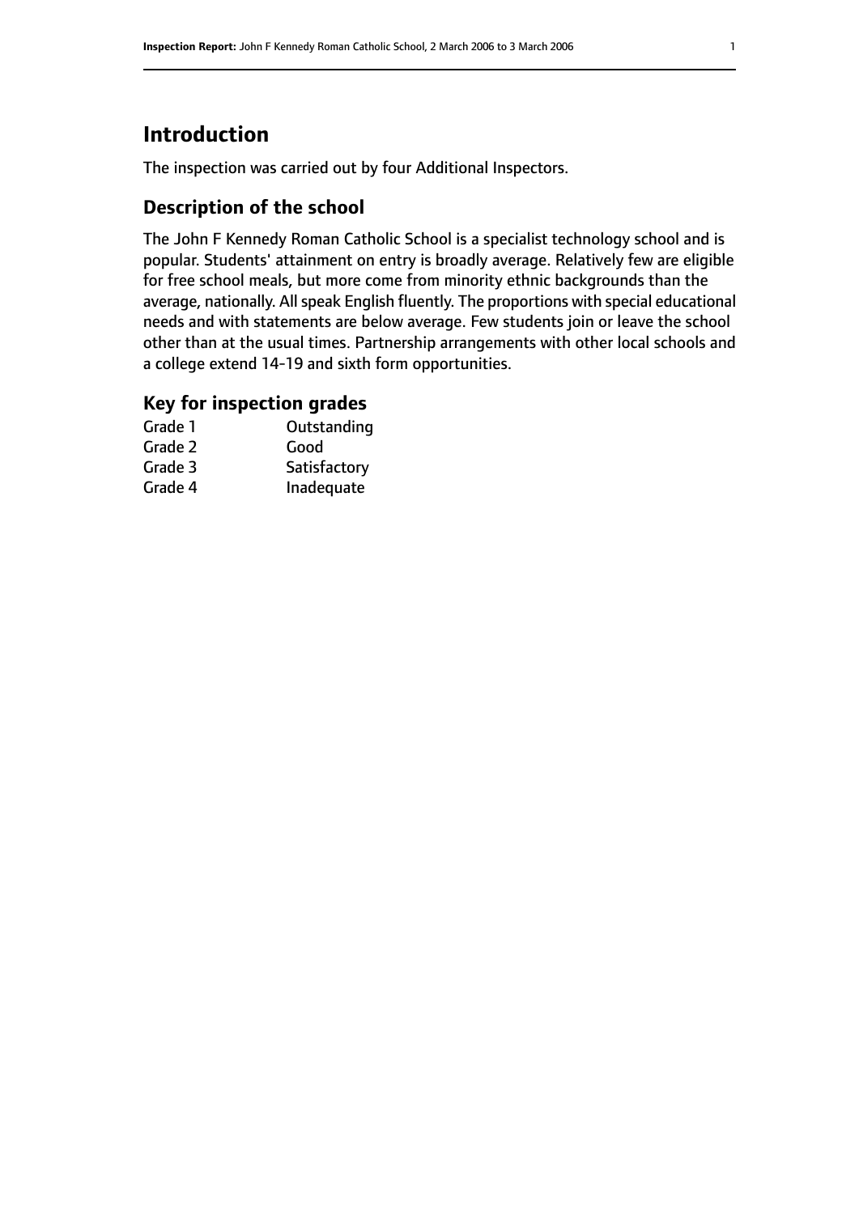# Introduction

The inspection was carried out by four Additional Inspectors.

## Description of the school

The John F Kennedy Roman Catholic School is a specialist technology school and is popular. Students' attainment on entry is broadly average. Relatively few are eligible for free school meals, but more come from minority ethnic backgrounds than the average, nationally. All speak English fluently. The proportions with special educational needs and with statements are below average. Few students join or leave the school other than at the usual times. Partnership arrangements with other local schools and a college extend 14-19 and sixth form opportunities.

## Key for inspection grades

| | |
|---|---|
| Grade 1 | Outstanding |
| Grade 2 | Good |
| Grade 3 | Satisfactory |
| Grade 4 | Inadequate |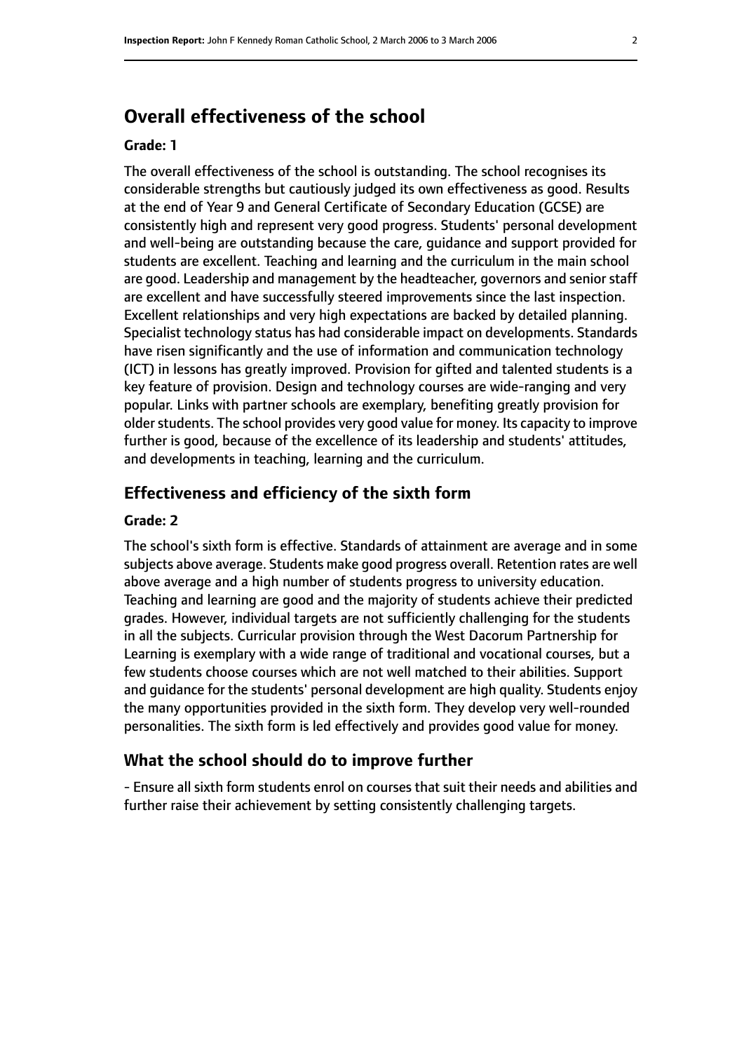## Overall effectiveness of the school

### Grade: 1

The overall effectiveness of the school is outstanding. The school recognises its considerable strengths but cautiously judged its own effectiveness as good. Results at the end of Year 9 and General Certificate of Secondary Education (GCSE) are consistently high and represent very good progress. Students' personal development and well-being are outstanding because the care, guidance and support provided for students are excellent. Teaching and learning and the curriculum in the main school are good. Leadership and management by the headteacher, governors and senior staff are excellent and have successfully steered improvements since the last inspection. Excellent relationships and very high expectations are backed by detailed planning. Specialist technology status has had considerable impact on developments. Standards have risen significantly and the use of information and communication technology (ICT) in lessons has greatly improved. Provision for gifted and talented students is a key feature of provision. Design and technology courses are wide-ranging and very popular. Links with partner schools are exemplary, benefiting greatly provision for older students. The school provides very good value for money. Its capacity to improve further is good, because of the excellence of its leadership and students' attitudes, and developments in teaching, learning and the curriculum.

## Effectiveness and efficiency of the sixth form

### Grade: 2

The school's sixth form is effective. Standards of attainment are average and in some subjects above average. Students make good progress overall. Retention rates are well above average and a high number of students progress to university education. Teaching and learning are good and the majority of students achieve their predicted grades. However, individual targets are not sufficiently challenging for the students in all the subjects. Curricular provision through the West Dacorum Partnership for Learning is exemplary with a wide range of traditional and vocational courses, but a few students choose courses which are not well matched to their abilities. Support and guidance for the students' personal development are high quality. Students enjoy the many opportunities provided in the sixth form. They develop very well-rounded personalities. The sixth form is led effectively and provides good value for money.

## What the school should do to improve further

- Ensure all sixth form students enrol on courses that suit their needs and abilities and further raise their achievement by setting consistently challenging targets.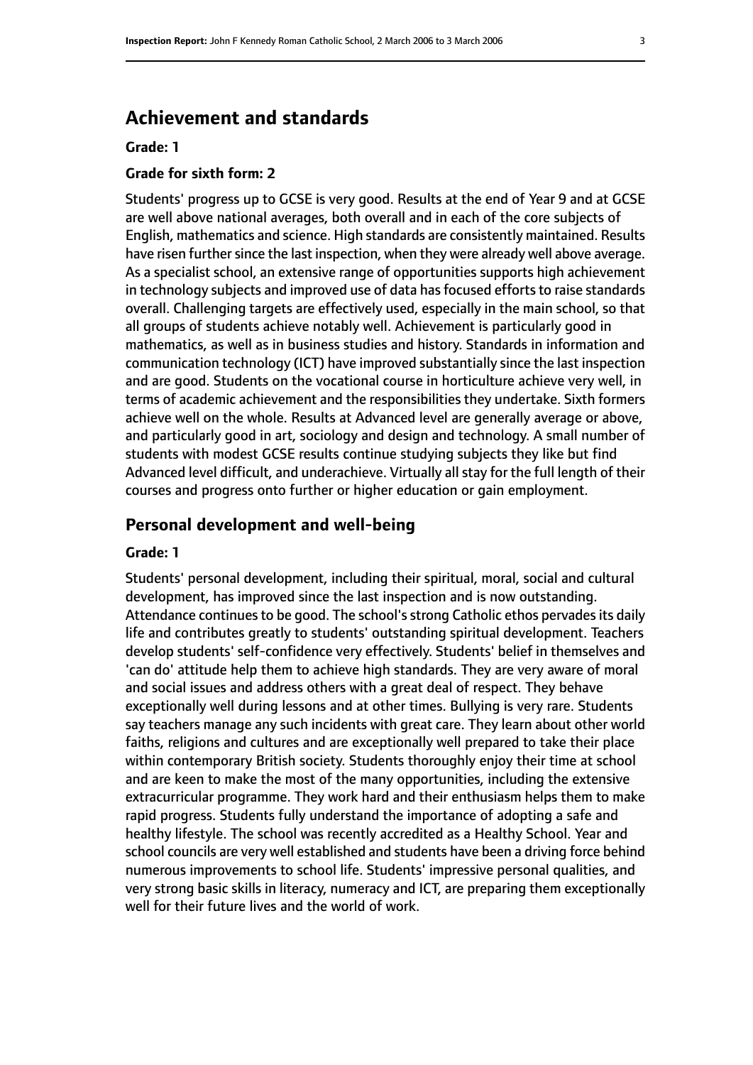## Achievement and standards

**Grade: 1**

**Grade for sixth form: 2**

Students' progress up to GCSE is very good. Results at the end of Year 9 and at GCSE are well above national averages, both overall and in each of the core subjects of English, mathematics and science. High standards are consistently maintained. Results have risen further since the last inspection, when they were already well above average. As a specialist school, an extensive range of opportunities supports high achievement in technology subjects and improved use of data has focused efforts to raise standards overall. Challenging targets are effectively used, especially in the main school, so that all groups of students achieve notably well. Achievement is particularly good in mathematics, as well as in business studies and history. Standards in information and communication technology (ICT) have improved substantially since the last inspection and are good. Students on the vocational course in horticulture achieve very well, in terms of academic achievement and the responsibilities they undertake. Sixth formers achieve well on the whole. Results at Advanced level are generally average or above, and particularly good in art, sociology and design and technology. A small number of students with modest GCSE results continue studying subjects they like but find Advanced level difficult, and underachieve. Virtually all stay for the full length of their courses and progress onto further or higher education or gain employment.

## Personal development and well-being

**Grade: 1**

Students' personal development, including their spiritual, moral, social and cultural development, has improved since the last inspection and is now outstanding. Attendance continues to be good. The school's strong Catholic ethos pervades its daily life and contributes greatly to students' outstanding spiritual development. Teachers develop students' self-confidence very effectively. Students' belief in themselves and 'can do' attitude help them to achieve high standards. They are very aware of moral and social issues and address others with a great deal of respect. They behave exceptionally well during lessons and at other times. Bullying is very rare. Students say teachers manage any such incidents with great care. They learn about other world faiths, religions and cultures and are exceptionally well prepared to take their place within contemporary British society. Students thoroughly enjoy their time at school and are keen to make the most of the many opportunities, including the extensive extracurricular programme. They work hard and their enthusiasm helps them to make rapid progress. Students fully understand the importance of adopting a safe and healthy lifestyle. The school was recently accredited as a Healthy School. Year and school councils are very well established and students have been a driving force behind numerous improvements to school life. Students' impressive personal qualities, and very strong basic skills in literacy, numeracy and ICT, are preparing them exceptionally well for their future lives and the world of work.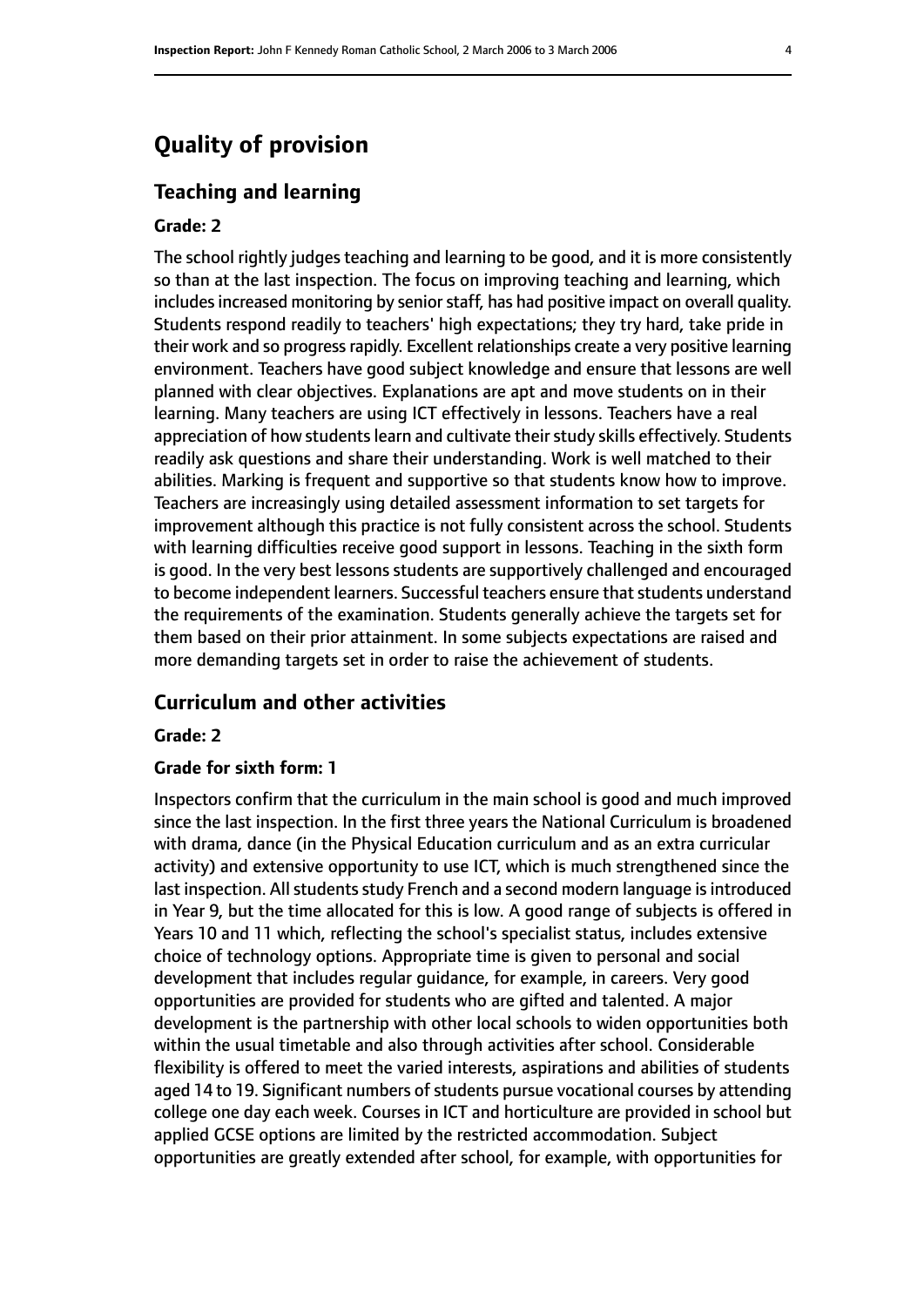# Quality of provision

## Teaching and learning

### Grade: 2

The school rightly judges teaching and learning to be good, and it is more consistently so than at the last inspection. The focus on improving teaching and learning, which includes increased monitoring by senior staff, has had positive impact on overall quality. Students respond readily to teachers' high expectations; they try hard, take pride in their work and so progress rapidly. Excellent relationships create a very positive learning environment. Teachers have good subject knowledge and ensure that lessons are well planned with clear objectives. Explanations are apt and move students on in their learning. Many teachers are using ICT effectively in lessons. Teachers have a real appreciation of how students learn and cultivate their study skills effectively. Students readily ask questions and share their understanding. Work is well matched to their abilities. Marking is frequent and supportive so that students know how to improve. Teachers are increasingly using detailed assessment information to set targets for improvement although this practice is not fully consistent across the school. Students with learning difficulties receive good support in lessons. Teaching in the sixth form is good. In the very best lessons students are supportively challenged and encouraged to become independent learners. Successful teachers ensure that students understand the requirements of the examination. Students generally achieve the targets set for them based on their prior attainment. In some subjects expectations are raised and more demanding targets set in order to raise the achievement of students.

## Curriculum and other activities

### Grade: 2

### Grade for sixth form: 1

Inspectors confirm that the curriculum in the main school is good and much improved since the last inspection. In the first three years the National Curriculum is broadened with drama, dance (in the Physical Education curriculum and as an extra curricular activity) and extensive opportunity to use ICT, which is much strengthened since the last inspection. All students study French and a second modern language is introduced in Year 9, but the time allocated for this is low. A good range of subjects is offered in Years 10 and 11 which, reflecting the school's specialist status, includes extensive choice of technology options. Appropriate time is given to personal and social development that includes regular guidance, for example, in careers. Very good opportunities are provided for students who are gifted and talented. A major development is the partnership with other local schools to widen opportunities both within the usual timetable and also through activities after school. Considerable flexibility is offered to meet the varied interests, aspirations and abilities of students aged 14 to 19. Significant numbers of students pursue vocational courses by attending college one day each week. Courses in ICT and horticulture are provided in school but applied GCSE options are limited by the restricted accommodation. Subject opportunities are greatly extended after school, for example, with opportunities for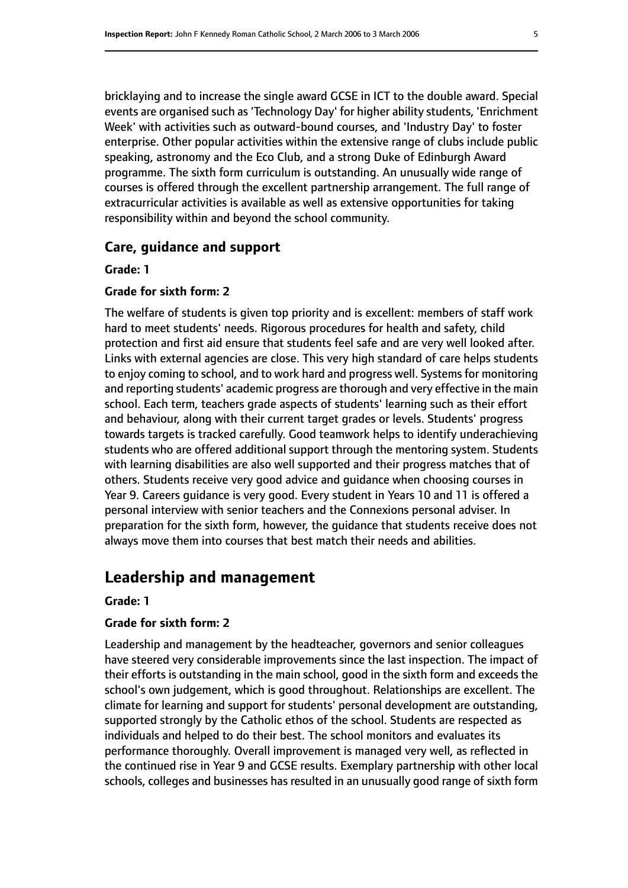bricklaying and to increase the single award GCSE in ICT to the double award. Special events are organised such as 'Technology Day' for higher ability students, 'Enrichment Week' with activities such as outward-bound courses, and 'Industry Day' to foster enterprise. Other popular activities within the extensive range of clubs include public speaking, astronomy and the Eco Club, and a strong Duke of Edinburgh Award programme. The sixth form curriculum is outstanding. An unusually wide range of courses is offered through the excellent partnership arrangement. The full range of extracurricular activities is available as well as extensive opportunities for taking responsibility within and beyond the school community.

### Care, guidance and support

**Grade: 1**

**Grade for sixth form: 2**

The welfare of students is given top priority and is excellent: members of staff work hard to meet students' needs. Rigorous procedures for health and safety, child protection and first aid ensure that students feel safe and are very well looked after. Links with external agencies are close. This very high standard of care helps students to enjoy coming to school, and to work hard and progress well. Systems for monitoring and reporting students' academic progress are thorough and very effective in the main school. Each term, teachers grade aspects of students' learning such as their effort and behaviour, along with their current target grades or levels. Students' progress towards targets is tracked carefully. Good teamwork helps to identify underachieving students who are offered additional support through the mentoring system. Students with learning disabilities are also well supported and their progress matches that of others. Students receive very good advice and guidance when choosing courses in Year 9. Careers guidance is very good. Every student in Years 10 and 11 is offered a personal interview with senior teachers and the Connexions personal adviser. In preparation for the sixth form, however, the guidance that students receive does not always move them into courses that best match their needs and abilities.

## Leadership and management

**Grade: 1**

**Grade for sixth form: 2**

Leadership and management by the headteacher, governors and senior colleagues have steered very considerable improvements since the last inspection. The impact of their efforts is outstanding in the main school, good in the sixth form and exceeds the school's own judgement, which is good throughout. Relationships are excellent. The climate for learning and support for students' personal development are outstanding, supported strongly by the Catholic ethos of the school. Students are respected as individuals and helped to do their best. The school monitors and evaluates its performance thoroughly. Overall improvement is managed very well, as reflected in the continued rise in Year 9 and GCSE results. Exemplary partnership with other local schools, colleges and businesses has resulted in an unusually good range of sixth form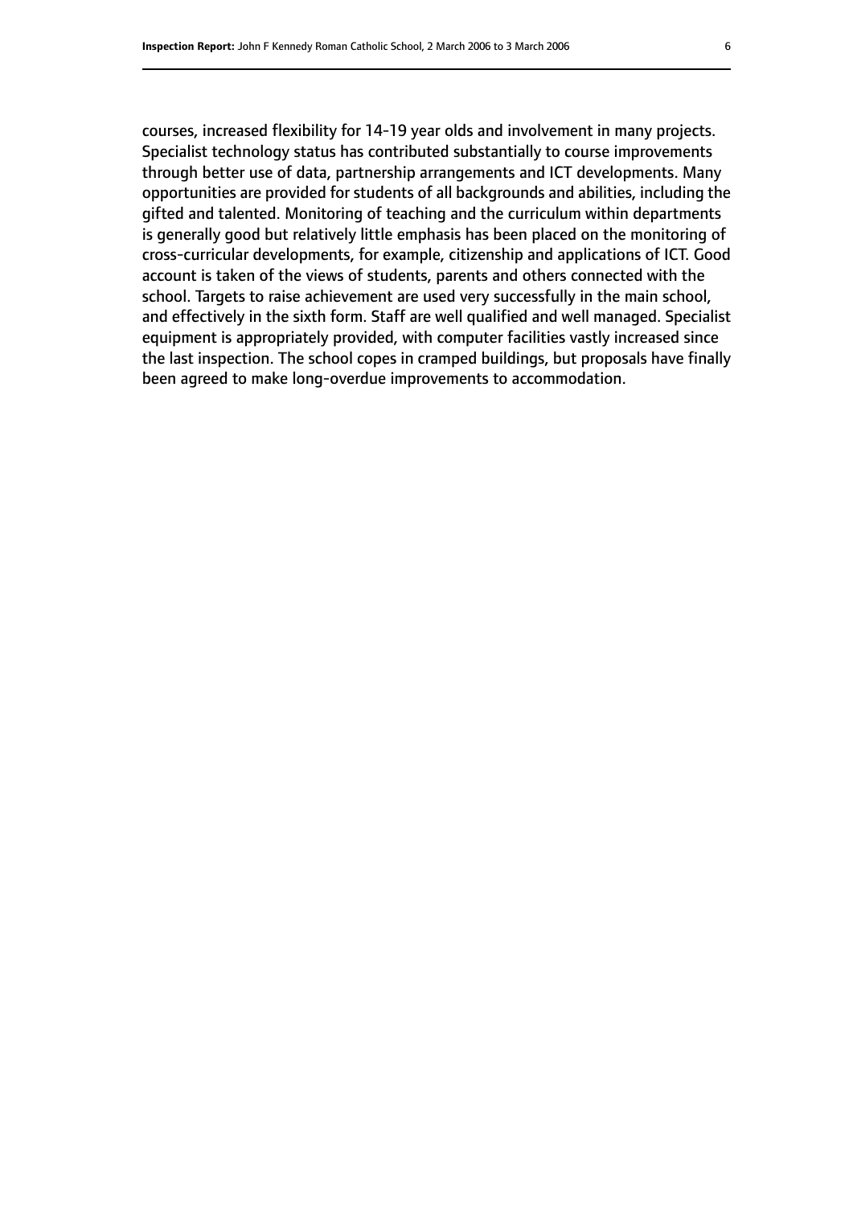courses, increased flexibility for 14-19 year olds and involvement in many projects. Specialist technology status has contributed substantially to course improvements through better use of data, partnership arrangements and ICT developments. Many opportunities are provided for students of all backgrounds and abilities, including the gifted and talented. Monitoring of teaching and the curriculum within departments is generally good but relatively little emphasis has been placed on the monitoring of cross-curricular developments, for example, citizenship and applications of ICT. Good account is taken of the views of students, parents and others connected with the school. Targets to raise achievement are used very successfully in the main school, and effectively in the sixth form. Staff are well qualified and well managed. Specialist equipment is appropriately provided, with computer facilities vastly increased since the last inspection. The school copes in cramped buildings, but proposals have finally been agreed to make long-overdue improvements to accommodation.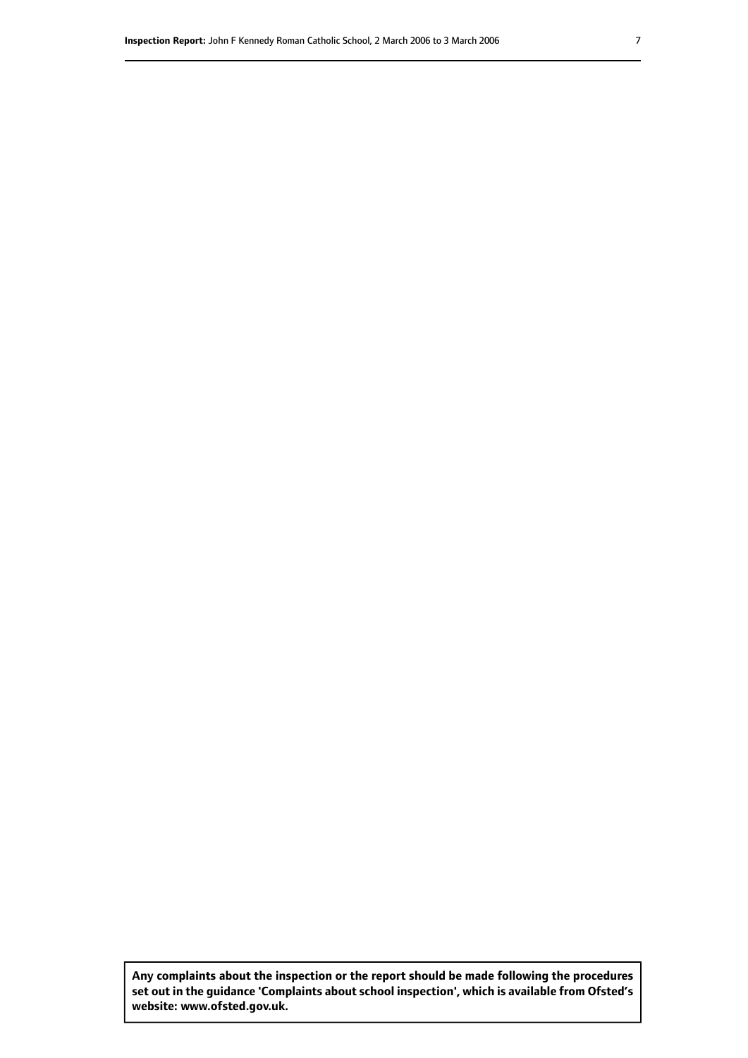**Any complaints about the inspection or the report should be made following the procedures set out in the guidance 'Complaints about school inspection', which is available from Ofsted's website: www.ofsted.gov.uk.**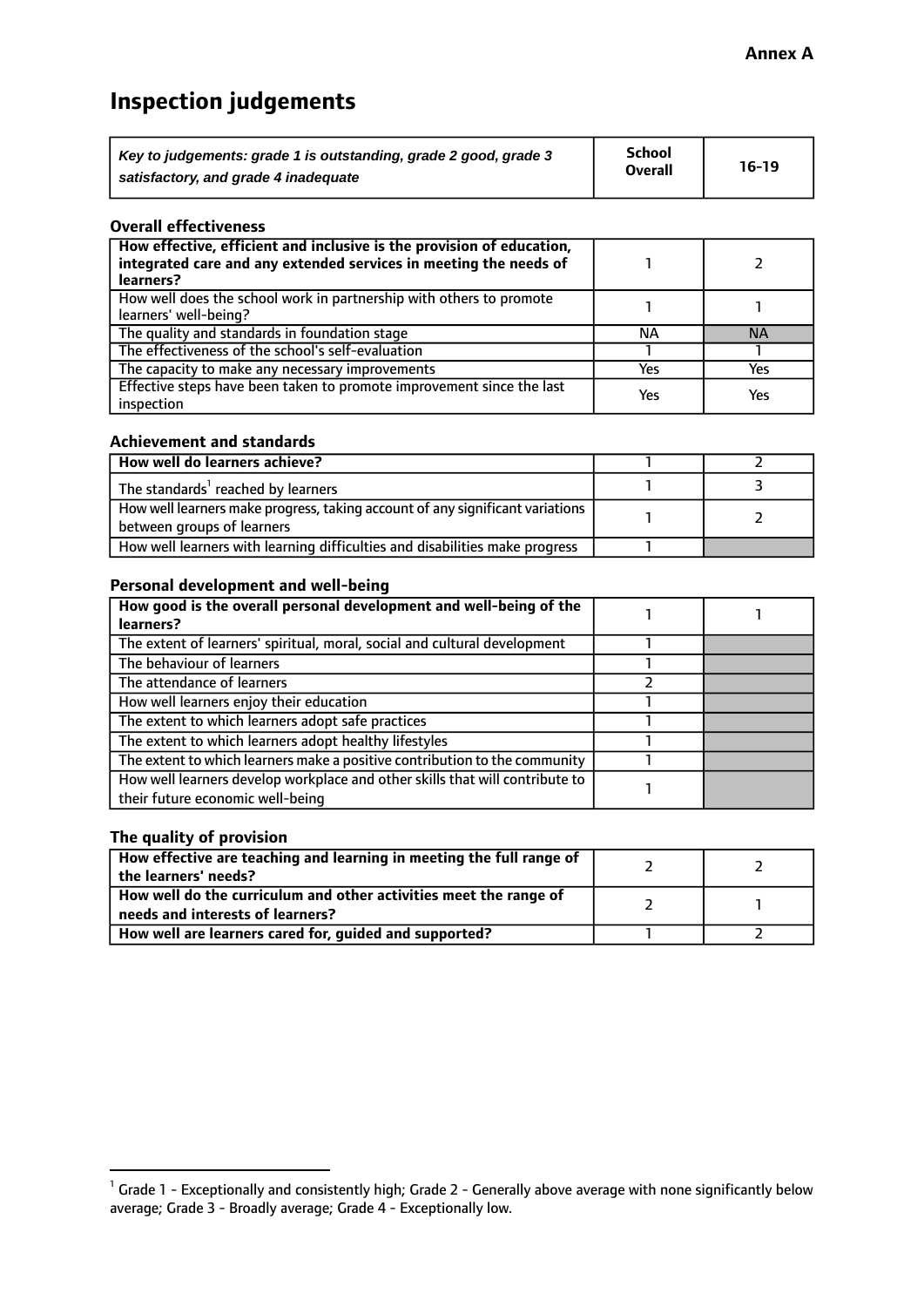**Annex A**

# Inspection judgements

| *Key to judgements: grade 1 is outstanding, grade 2 good, grade 3 satisfactory, and grade 4 inadequate* | School Overall | 16-19 |
|---|---|---|

### Overall effectiveness

| | | |
|---|---|---|
| **How effective, efficient and inclusive is the provision of education, integrated care and any extended services in meeting the needs of learners?** | 1 | 2 |
| How well does the school work in partnership with others to promote learners' well-being? | 1 | 1 |
| The quality and standards in foundation stage | NA | NA |
| The effectiveness of the school's self-evaluation | 1 | 1 |
| The capacity to make any necessary improvements | Yes | Yes |
| Effective steps have been taken to promote improvement since the last inspection | Yes | Yes |

### Achievement and standards

| | | |
|---|---|---|
| **How well do learners achieve?** | 1 | 2 |
| The standards[1] reached by learners | 1 | 3 |
| How well learners make progress, taking account of any significant variations between groups of learners | 1 | 2 |
| How well learners with learning difficulties and disabilities make progress | 1 | |

### Personal development and well-being

| | | |
|---|---|---|
| **How good is the overall personal development and well-being of the learners?** | 1 | 1 |
| The extent of learners' spiritual, moral, social and cultural development | 1 | |
| The behaviour of learners | 1 | |
| The attendance of learners | 2 | |
| How well learners enjoy their education | 1 | |
| The extent to which learners adopt safe practices | 1 | |
| The extent to which learners adopt healthy lifestyles | 1 | |
| The extent to which learners make a positive contribution to the community | 1 | |
| How well learners develop workplace and other skills that will contribute to their future economic well-being | 1 | |

### The quality of provision

| | | |
|---|---|---|
| **How effective are teaching and learning in meeting the full range of the learners' needs?** | 2 | 2 |
| **How well do the curriculum and other activities meet the range of needs and interests of learners?** | 2 | 1 |
| **How well are learners cared for, guided and supported?** | 1 | 2 |

[1] Grade 1 - Exceptionally and consistently high; Grade 2 - Generally above average with none significantly below average; Grade 3 - Broadly average; Grade 4 - Exceptionally low.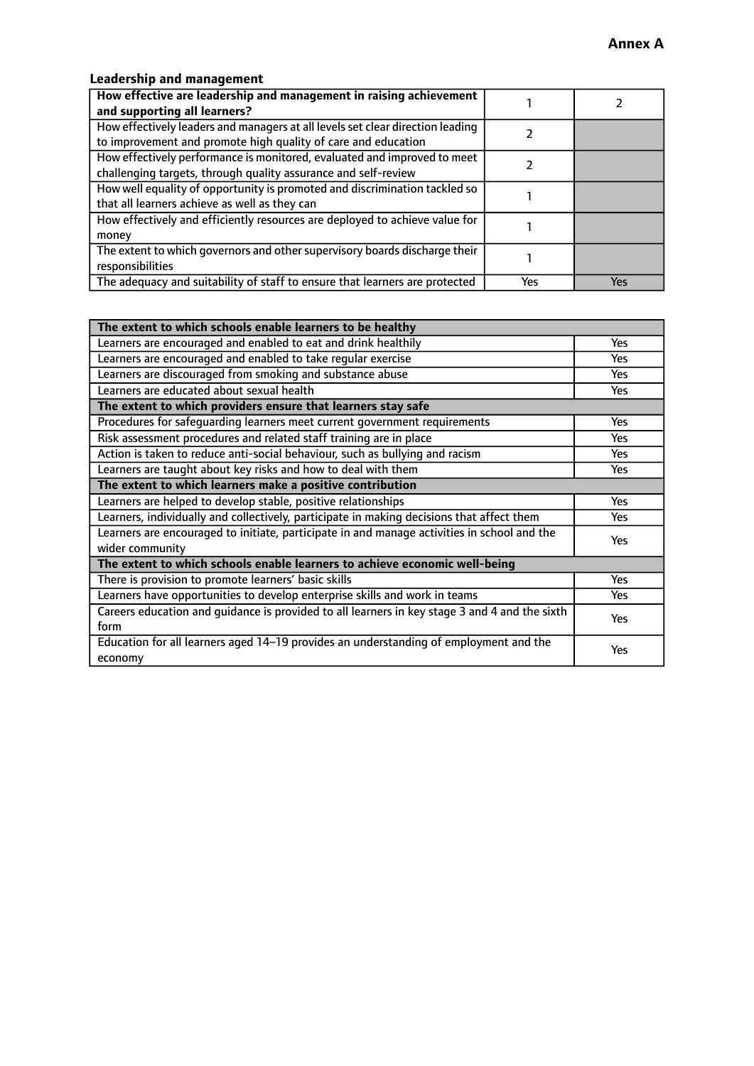**Annex A**

### Leadership and management

| **How effective are leadership and management in raising achievement and supporting all learners?** | 1 | 2 |
|---|---|---|
| How effectively leaders and managers at all levels set clear direction leading to improvement and promote high quality of care and education | 2 | |
| How effectively performance is monitored, evaluated and improved to meet challenging targets, through quality assurance and self-review | 2 | |
| How well equality of opportunity is promoted and discrimination tackled so that all learners achieve as well as they can | 1 | |
| How effectively and efficiently resources are deployed to achieve value for money | 1 | |
| The extent to which governors and other supervisory boards discharge their responsibilities | 1 | |
| The adequacy and suitability of staff to ensure that learners are protected | Yes | Yes |

| **The extent to which schools enable learners to be healthy** | |
|---|---|
| Learners are encouraged and enabled to eat and drink healthily | Yes |
| Learners are encouraged and enabled to take regular exercise | Yes |
| Learners are discouraged from smoking and substance abuse | Yes |
| Learners are educated about sexual health | Yes |
| **The extent to which providers ensure that learners stay safe** | |
| Procedures for safeguarding learners meet current government requirements | Yes |
| Risk assessment procedures and related staff training are in place | Yes |
| Action is taken to reduce anti-social behaviour, such as bullying and racism | Yes |
| Learners are taught about key risks and how to deal with them | Yes |
| **The extent to which learners make a positive contribution** | |
| Learners are helped to develop stable, positive relationships | Yes |
| Learners, individually and collectively, participate in making decisions that affect them | Yes |
| Learners are encouraged to initiate, participate in and manage activities in school and the wider community | Yes |
| **The extent to which schools enable learners to achieve economic well-being** | |
| There is provision to promote learners' basic skills | Yes |
| Learners have opportunities to develop enterprise skills and work in teams | Yes |
| Careers education and guidance is provided to all learners in key stage 3 and 4 and the sixth form | Yes |
| Education for all learners aged 14–19 provides an understanding of employment and the economy | Yes |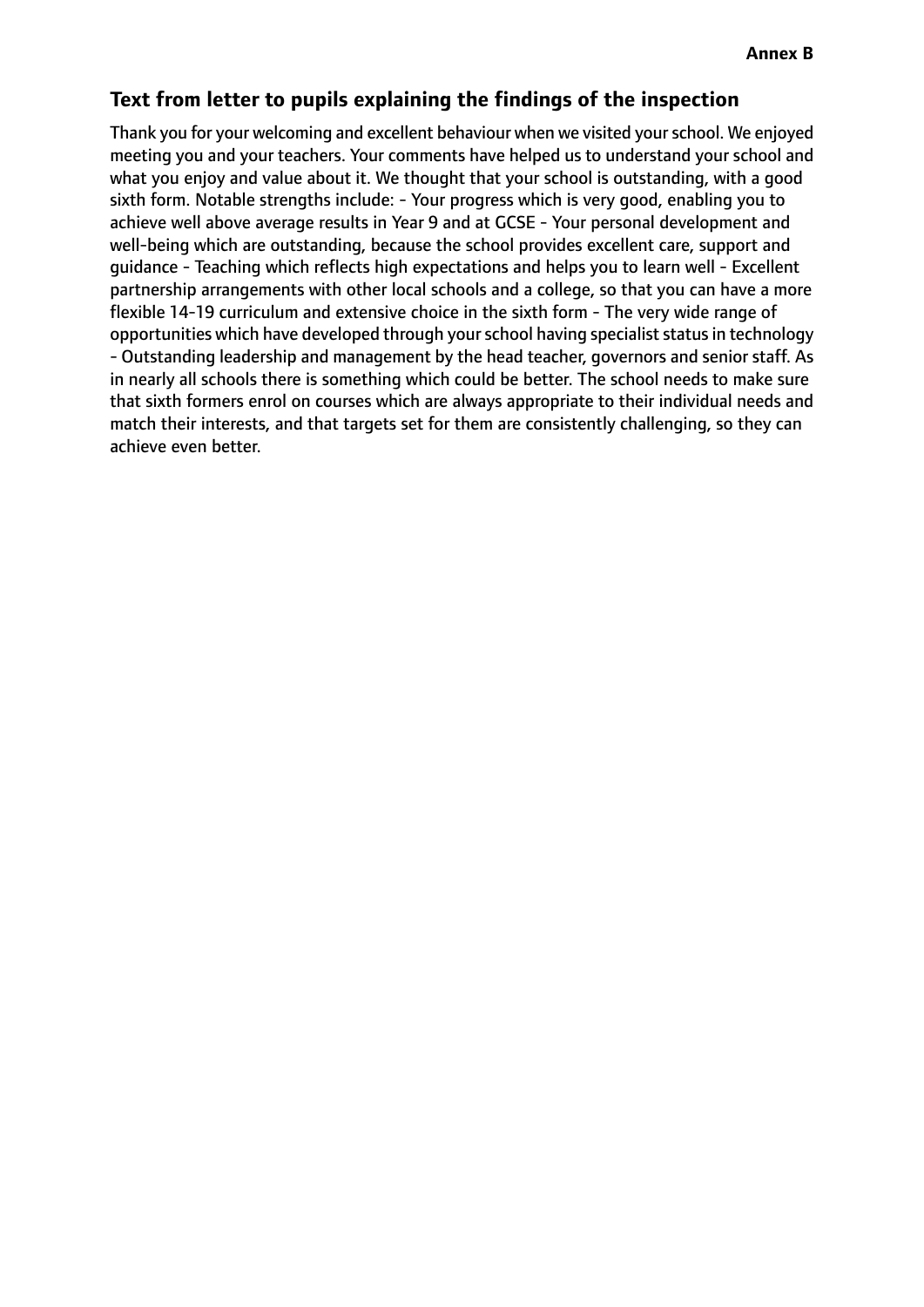**Annex B**

## Text from letter to pupils explaining the findings of the inspection

Thank you for your welcoming and excellent behaviour when we visited your school. We enjoyed meeting you and your teachers. Your comments have helped us to understand your school and what you enjoy and value about it. We thought that your school is outstanding, with a good sixth form. Notable strengths include: - Your progress which is very good, enabling you to achieve well above average results in Year 9 and at GCSE - Your personal development and well-being which are outstanding, because the school provides excellent care, support and guidance - Teaching which reflects high expectations and helps you to learn well - Excellent partnership arrangements with other local schools and a college, so that you can have a more flexible 14-19 curriculum and extensive choice in the sixth form - The very wide range of opportunities which have developed through your school having specialist status in technology - Outstanding leadership and management by the head teacher, governors and senior staff. As in nearly all schools there is something which could be better. The school needs to make sure that sixth formers enrol on courses which are always appropriate to their individual needs and match their interests, and that targets set for them are consistently challenging, so they can achieve even better.